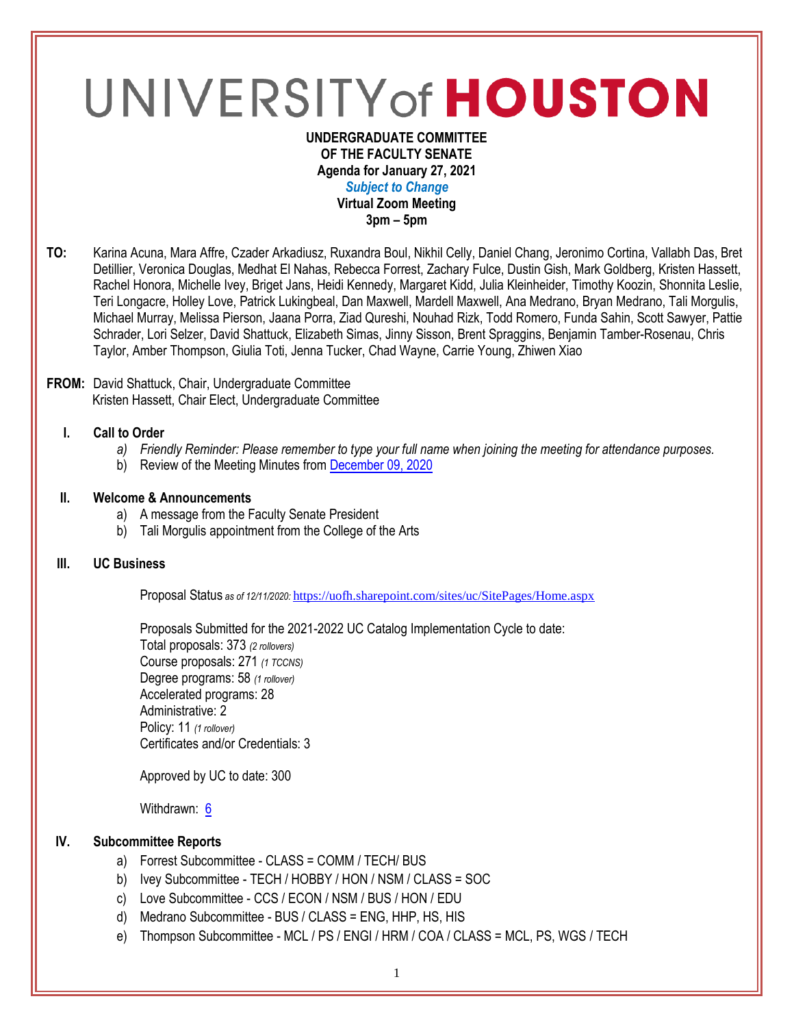# UNIVERSITY of HOUSTON

**UNDERGRADUATE COMMITTEE**
**OF THE FACULTY SENATE**
**Agenda for January 27, 2021**
***Subject to Change***
**Virtual Zoom Meeting**
**3pm – 5pm**

**TO:** Karina Acuna, Mara Affre, Czader Arkadiusz, Ruxandra Boul, Nikhil Celly, Daniel Chang, Jeronimo Cortina, Vallabh Das, Bret Detillier, Veronica Douglas, Medhat El Nahas, Rebecca Forrest, Zachary Fulce, Dustin Gish, Mark Goldberg, Kristen Hassett, Rachel Honora, Michelle Ivey, Briget Jans, Heidi Kennedy, Margaret Kidd, Julia Kleinheider, Timothy Koozin, Shonnita Leslie, Teri Longacre, Holley Love, Patrick Lukingbeal, Dan Maxwell, Mardell Maxwell, Ana Medrano, Bryan Medrano, Tali Morgulis, Michael Murray, Melissa Pierson, Jaana Porra, Ziad Qureshi, Nouhad Rizk, Todd Romero, Funda Sahin, Scott Sawyer, Pattie Schrader, Lori Selzer, David Shattuck, Elizabeth Simas, Jinny Sisson, Brent Spraggins, Benjamin Tamber-Rosenau, Chris Taylor, Amber Thompson, Giulia Toti, Jenna Tucker, Chad Wayne, Carrie Young, Zhiwen Xiao

**FROM:** David Shattuck, Chair, Undergraduate Committee
Kristen Hassett, Chair Elect, Undergraduate Committee

## I. Call to Order

a) *Friendly Reminder: Please remember to type your full name when joining the meeting for attendance purposes.*
b) Review of the Meeting Minutes from [December 09, 2020]

## II. Welcome & Announcements

a) A message from the Faculty Senate President
b) Tali Morgulis appointment from the College of the Arts

## III. UC Business

Proposal Status *as of 12/11/2020:* https://uofh.sharepoint.com/sites/uc/SitePages/Home.aspx

Proposals Submitted for the 2021-2022 UC Catalog Implementation Cycle to date:
Total proposals: 373 *(2 rollovers)*
Course proposals: 271 *(1 TCCNS)*
Degree programs: 58 *(1 rollover)*
Accelerated programs: 28
Administrative: 2
Policy: 11 *(1 rollover)*
Certificates and/or Credentials: 3

Approved by UC to date: 300

Withdrawn: [6]

## IV. Subcommittee Reports

a) Forrest Subcommittee - CLASS = COMM / TECH/ BUS
b) Ivey Subcommittee - TECH / HOBBY / HON / NSM / CLASS = SOC
c) Love Subcommittee - CCS / ECON / NSM / BUS / HON / EDU
d) Medrano Subcommittee - BUS / CLASS = ENG, HHP, HS, HIS
e) Thompson Subcommittee - MCL / PS / ENGI / HRM / COA / CLASS = MCL, PS, WGS / TECH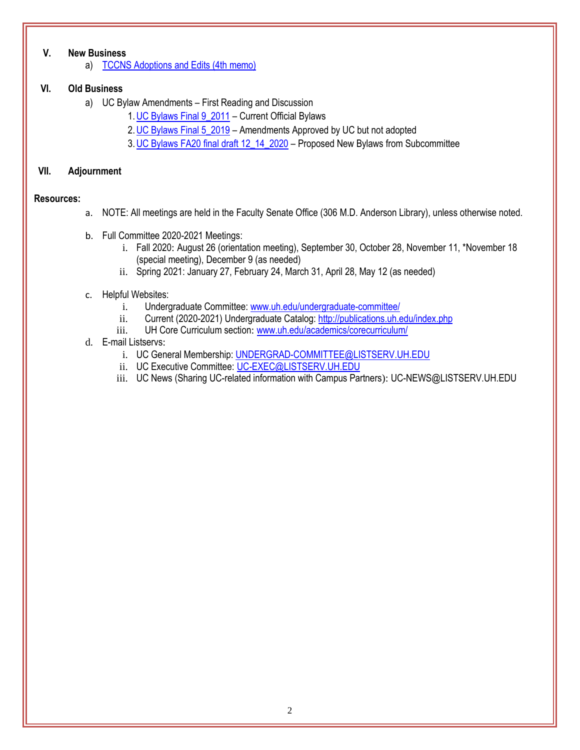## V. New Business

a) TCCNS Adoptions and Edits (4th memo)

## VI. Old Business

a) UC Bylaw Amendments – First Reading and Discussion

1. UC Bylaws Final 9_2011 – Current Official Bylaws
2. UC Bylaws Final 5_2019 – Amendments Approved by UC but not adopted
3. UC Bylaws FA20 final draft 12_14_2020 – Proposed New Bylaws from Subcommittee

## VII. Adjournment

**Resources:**

a. NOTE: All meetings are held in the Faculty Senate Office (306 M.D. Anderson Library), unless otherwise noted.

b. Full Committee 2020-2021 Meetings:
   i. Fall 2020: August 26 (orientation meeting), September 30, October 28, November 11, *November 18 (special meeting), December 9 (as needed)
   ii. Spring 2021: January 27, February 24, March 31, April 28, May 12 (as needed)

c. Helpful Websites:
   i. Undergraduate Committee: www.uh.edu/undergraduate-committee/
   ii. Current (2020-2021) Undergraduate Catalog: http://publications.uh.edu/index.php
   iii. UH Core Curriculum section: www.uh.edu/academics/corecurriculum/

d. E-mail Listservs:
   i. UC General Membership: UNDERGRAD-COMMITTEE@LISTSERV.UH.EDU
   ii. UC Executive Committee: UC-EXEC@LISTSERV.UH.EDU
   iii. UC News (Sharing UC-related information with Campus Partners): UC-NEWS@LISTSERV.UH.EDU